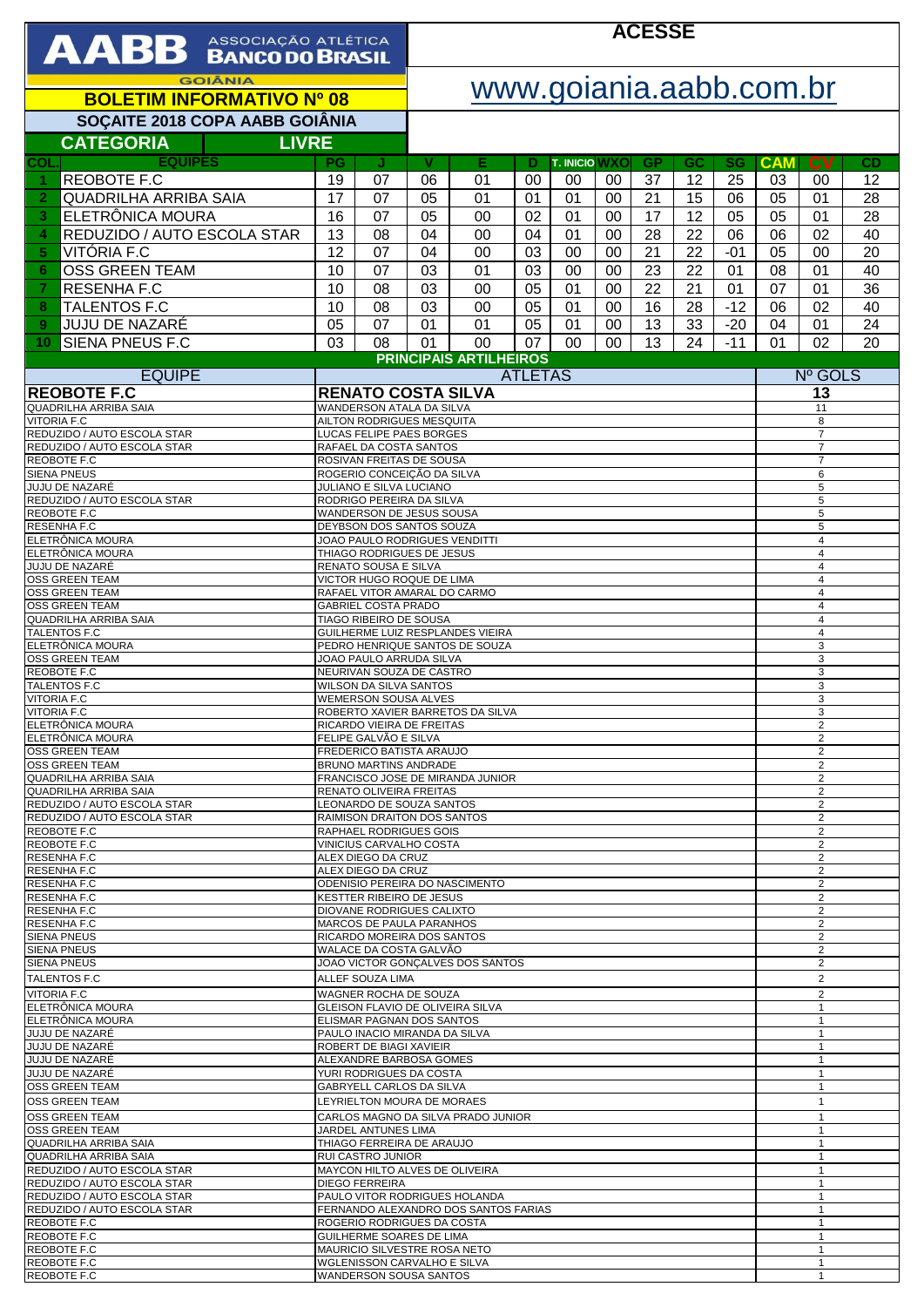# AABB ASSOCIAÇÃO ATLÉTICA BANCO DO BRASIL

GOIÂNIA

**BOLETIM INFORMATIVO Nº 08**

**ACESSE**

www.goiania.aabb.com.br

## SOÇAITE 2018 COPA AABB GOIÂNIA

**CATEGORIA** **LIVRE**

| COL. | EQUIPES | PG | J | V | E | D | T. INICIO | WXO | GP | GC | SG | CAM | CV | CD |
|---|---|---|---|---|---|---|---|---|---|---|---|---|---|---|
| 1 | REOBOTE F.C | 19 | 07 | 06 | 01 | 00 | 00 | 00 | 37 | 12 | 25 | 03 | 00 | 12 |
| 2 | QUADRILHA ARRIBA SAIA | 17 | 07 | 05 | 01 | 01 | 01 | 00 | 21 | 15 | 06 | 05 | 01 | 28 |
| 3 | ELETRÔNICA MOURA | 16 | 07 | 05 | 00 | 02 | 01 | 00 | 17 | 12 | 05 | 05 | 01 | 28 |
| 4 | REDUZIDO / AUTO ESCOLA STAR | 13 | 08 | 04 | 00 | 04 | 01 | 00 | 28 | 22 | 06 | 06 | 02 | 40 |
| 5 | VITÓRIA F.C | 12 | 07 | 04 | 00 | 03 | 00 | 00 | 21 | 22 | -01 | 05 | 00 | 20 |
| 6 | OSS GREEN TEAM | 10 | 07 | 03 | 01 | 03 | 00 | 00 | 23 | 22 | 01 | 08 | 01 | 40 |
| 7 | RESENHA F.C | 10 | 08 | 03 | 00 | 05 | 01 | 00 | 22 | 21 | 01 | 07 | 01 | 36 |
| 8 | TALENTOS F.C | 10 | 08 | 03 | 00 | 05 | 01 | 00 | 16 | 28 | -12 | 06 | 02 | 40 |
| 9 | JUJU DE NAZARÉ | 05 | 07 | 01 | 01 | 05 | 01 | 00 | 13 | 33 | -20 | 04 | 01 | 24 |
| 10 | SIENA PNEUS F.C | 03 | 08 | 01 | 00 | 07 | 00 | 00 | 13 | 24 | -11 | 01 | 02 | 20 |

## PRINCIPAIS ARTILHEIROS

| EQUIPE | ATLETAS | Nº GOLS |
|---|---|---|
| **REOBOTE F.C** | **RENATO COSTA SILVA** | **13** |
| QUADRILHA ARRIBA SAIA | WANDERSON ATALA DA SILVA | 11 |
| VITORIA F.C | AILTON RODRIGUES MESQUITA | 8 |
| REDUZIDO / AUTO ESCOLA STAR | LUCAS FELIPE PAES BORGES | 7 |
| REDUZIDO / AUTO ESCOLA STAR | RAFAEL DA COSTA SANTOS | 7 |
| REOBOTE F.C | ROSIVAN FREITAS DE SOUSA | 7 |
| SIENA PNEUS | ROGERIO CONCEIÇÃO DA SILVA | 6 |
| JUJU DE NAZARÉ | JULIANO E SILVA LUCIANO | 5 |
| REDUZIDO / AUTO ESCOLA STAR | RODRIGO PEREIRA DA SILVA | 5 |
| REOBOTE F.C | WANDERSON DE JESUS SOUSA | 5 |
| RESENHA F.C | DEYBSON DOS SANTOS SOUZA | 5 |
| ELETRÔNICA MOURA | JOAO PAULO RODRIGUES VENDITTI | 4 |
| ELETRÔNICA MOURA | THIAGO RODRIGUES DE JESUS | 4 |
| JUJU DE NAZARÉ | RENATO SOUSA E SILVA | 4 |
| OSS GREEN TEAM | VICTOR HUGO ROQUE DE LIMA | 4 |
| OSS GREEN TEAM | RAFAEL VITOR AMARAL DO CARMO | 4 |
| OSS GREEN TEAM | GABRIEL COSTA PRADO | 4 |
| QUADRILHA ARRIBA SAIA | TIAGO RIBEIRO DE SOUSA | 4 |
| TALENTOS F.C | GUILHERME LUIZ RESPLANDES VIEIRA | 4 |
| ELETRÔNICA MOURA | PEDRO HENRIQUE SANTOS DE SOUZA | 3 |
| OSS GREEN TEAM | JOAO PAULO ARRUDA SILVA | 3 |
| REOBOTE F.C | NEURIVAN SOUZA DE CASTRO | 3 |
| TALENTOS F.C | WILSON DA SILVA SANTOS | 3 |
| VITORIA F.C | WEMERSON SOUSA ALVES | 3 |
| VITORIA F.C | ROBERTO XAVIER BARRETOS DA SILVA | 3 |
| ELETRÔNICA MOURA | RICARDO VIEIRA DE FREITAS | 2 |
| ELETRÔNICA MOURA | FELIPE GALVÃO E SILVA | 2 |
| OSS GREEN TEAM | FREDERICO BATISTA ARAUJO | 2 |
| OSS GREEN TEAM | BRUNO MARTINS ANDRADE | 2 |
| QUADRILHA ARRIBA SAIA | FRANCISCO JOSE DE MIRANDA JUNIOR | 2 |
| QUADRILHA ARRIBA SAIA | RENATO OLIVEIRA FREITAS | 2 |
| REDUZIDO / AUTO ESCOLA STAR | LEONARDO DE SOUZA SANTOS | 2 |
| REDUZIDO / AUTO ESCOLA STAR | RAIMISON DRAITON DOS SANTOS | 2 |
| REOBOTE F.C | RAPHAEL RODRIGUES GOIS | 2 |
| REOBOTE F.C | VINICIUS CARVALHO COSTA | 2 |
| RESENHA F.C | ALEX DIEGO DA CRUZ | 2 |
| RESENHA F.C | ALEX DIEGO DA CRUZ | 2 |
| RESENHA F.C | ODENISIO PEREIRA DO NASCIMENTO | 2 |
| RESENHA F.C | KESTTER RIBEIRO DE JESUS | 2 |
| RESENHA F.C | DIOVANE RODRIGUES CALIXTO | 2 |
| RESENHA F.C | MARCOS DE PAULA PARANHOS | 2 |
| SIENA PNEUS | RICARDO MOREIRA DOS SANTOS | 2 |
| SIENA PNEUS | WALACE DA COSTA GALVÃO | 2 |
| SIENA PNEUS | JOAO VICTOR GONÇALVES DOS SANTOS | 2 |
| TALENTOS F.C | ALLEF SOUZA LIMA | 2 |
| VITORIA F.C | WAGNER ROCHA DE SOUZA | 2 |
| ELETRÔNICA MOURA | GLEISON FLAVIO DE OLIVEIRA SILVA | 1 |
| ELETRÔNICA MOURA | ELISMAR PAGNAN DOS SANTOS | 1 |
| JUJU DE NAZARÉ | PAULO INACIO MIRANDA DA SILVA | 1 |
| JUJU DE NAZARÉ | ROBERT DE BIAGI XAVIEIR | 1 |
| JUJU DE NAZARÉ | ALEXANDRE BARBOSA GOMES | 1 |
| JUJU DE NAZARÉ | YURI RODRIGUES DA COSTA | 1 |
| OSS GREEN TEAM | GABRYELL CARLOS DA SILVA | 1 |
| OSS GREEN TEAM | LEYRIELTON MOURA DE MORAES | 1 |
| OSS GREEN TEAM | CARLOS MAGNO DA SILVA PRADO JUNIOR | 1 |
| OSS GREEN TEAM | JARDEL ANTUNES LIMA | 1 |
| QUADRILHA ARRIBA SAIA | THIAGO FERREIRA DE ARAUJO | 1 |
| QUADRILHA ARRIBA SAIA | RUI CASTRO JUNIOR | 1 |
| REDUZIDO / AUTO ESCOLA STAR | MAYCON HILTO ALVES DE OLIVEIRA | 1 |
| REDUZIDO / AUTO ESCOLA STAR | DIEGO FERREIRA | 1 |
| REDUZIDO / AUTO ESCOLA STAR | PAULO VITOR RODRIGUES HOLANDA | 1 |
| REDUZIDO / AUTO ESCOLA STAR | FERNANDO ALEXANDRO DOS SANTOS FARIAS | 1 |
| REOBOTE F.C | ROGERIO RODRIGUES DA COSTA | 1 |
| REOBOTE F.C | GUILHERME SOARES DE LIMA | 1 |
| REOBOTE F.C | MAURICIO SILVESTRE ROSA NETO | 1 |
| REOBOTE F.C | WGLENISSON CARVALHO E SILVA | 1 |
| REOBOTE F.C | WANDERSON SOUSA SANTOS | 1 |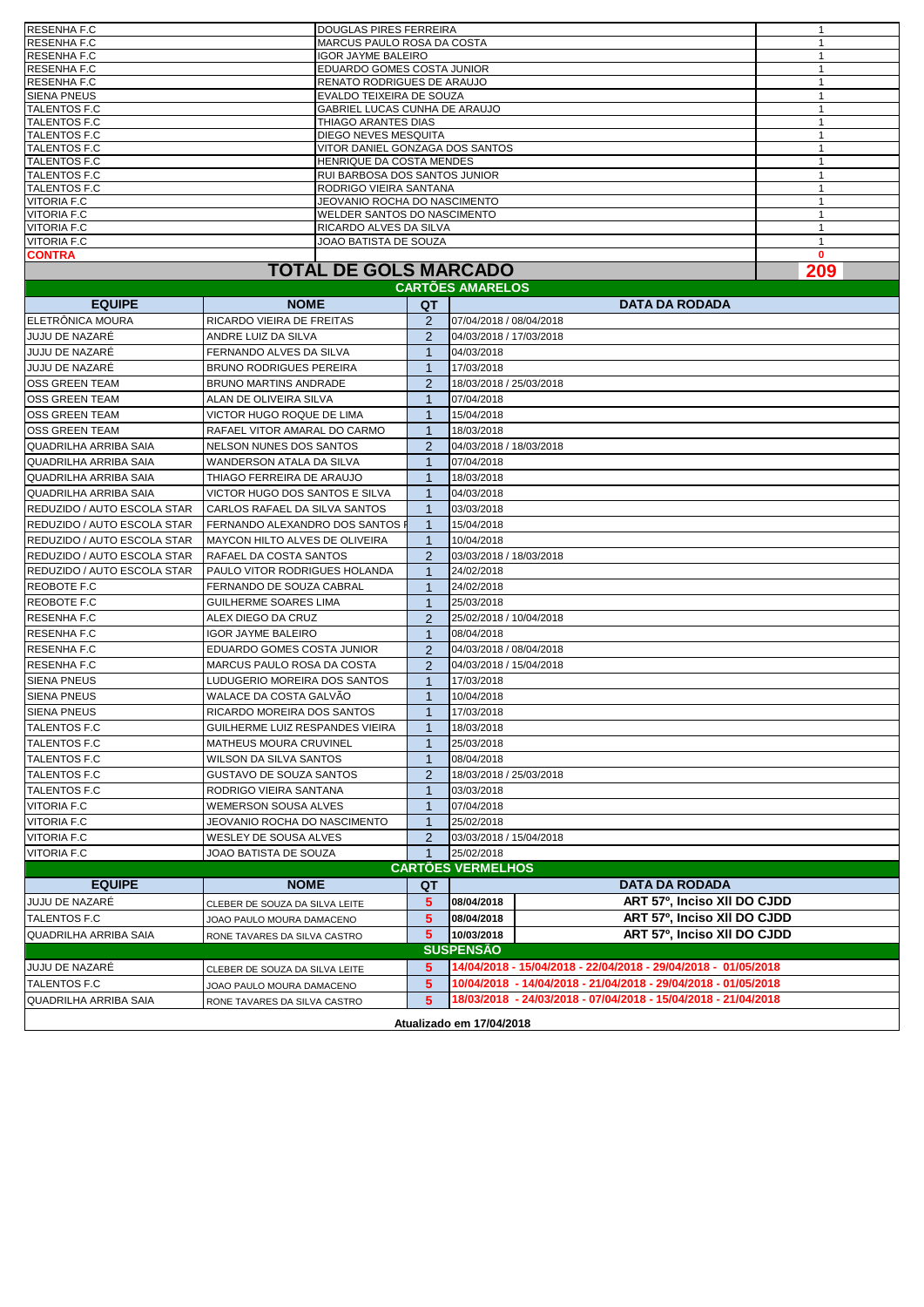| | | |
|---|---|---|
| RESENHA F.C | DOUGLAS PIRES FERREIRA | 1 |
| RESENHA F.C | MARCUS PAULO ROSA DA COSTA | 1 |
| RESENHA F.C | IGOR JAYME BALEIRO | 1 |
| RESENHA F.C | EDUARDO GOMES COSTA JUNIOR | 1 |
| RESENHA F.C | RENATO RODRIGUES DE ARAUJO | 1 |
| SIENA PNEUS | EVALDO TEIXEIRA DE SOUZA | 1 |
| TALENTOS F.C | GABRIEL LUCAS CUNHA DE ARAUJO | 1 |
| TALENTOS F.C | THIAGO ARANTES DIAS | 1 |
| TALENTOS F.C | DIEGO NEVES MESQUITA | 1 |
| TALENTOS F.C | VITOR DANIEL GONZAGA DOS SANTOS | 1 |
| TALENTOS F.C | HENRIQUE DA COSTA MENDES | 1 |
| TALENTOS F.C | RUI BARBOSA DOS SANTOS JUNIOR | 1 |
| TALENTOS F.C | RODRIGO VIEIRA SANTANA | 1 |
| VITORIA F.C | JEOVANIO ROCHA DO NASCIMENTO | 1 |
| VITORIA F.C | WELDER SANTOS DO NASCIMENTO | 1 |
| VITORIA F.C | RICARDO ALVES DA SILVA | 1 |
| VITORIA F.C | JOAO BATISTA DE SOUZA | 1 |
| **CONTRA** | | **0** |

## TOTAL DE GOLS MARCADO **209**

## CARTÕES AMARELOS

| EQUIPE | NOME | QT | DATA DA RODADA |
|---|---|---|---|
| ELETRÔNICA MOURA | RICARDO VIEIRA DE FREITAS | 2 | 07/04/2018 / 08/04/2018 |
| JUJU DE NAZARÉ | ANDRE LUIZ DA SILVA | 2 | 04/03/2018 / 17/03/2018 |
| JUJU DE NAZARÉ | FERNANDO ALVES DA SILVA | 1 | 04/03/2018 |
| JUJU DE NAZARÉ | BRUNO RODRIGUES PEREIRA | 1 | 17/03/2018 |
| OSS GREEN TEAM | BRUNO MARTINS ANDRADE | 2 | 18/03/2018 / 25/03/2018 |
| OSS GREEN TEAM | ALAN DE OLIVEIRA SILVA | 1 | 07/04/2018 |
| OSS GREEN TEAM | VICTOR HUGO ROQUE DE LIMA | 1 | 15/04/2018 |
| OSS GREEN TEAM | RAFAEL VITOR AMARAL DO CARMO | 1 | 18/03/2018 |
| QUADRILHA ARRIBA SAIA | NELSON NUNES DOS SANTOS | 2 | 04/03/2018 / 18/03/2018 |
| QUADRILHA ARRIBA SAIA | WANDERSON ATALA DA SILVA | 1 | 07/04/2018 |
| QUADRILHA ARRIBA SAIA | THIAGO FERREIRA DE ARAUJO | 1 | 18/03/2018 |
| QUADRILHA ARRIBA SAIA | VICTOR HUGO DOS SANTOS E SILVA | 1 | 04/03/2018 |
| REDUZIDO / AUTO ESCOLA STAR | CARLOS RAFAEL DA SILVA SANTOS | 1 | 03/03/2018 |
| REDUZIDO / AUTO ESCOLA STAR | FERNANDO ALEXANDRO DOS SANTOS F | 1 | 15/04/2018 |
| REDUZIDO / AUTO ESCOLA STAR | MAYCON HILTO ALVES DE OLIVEIRA | 1 | 10/04/2018 |
| REDUZIDO / AUTO ESCOLA STAR | RAFAEL DA COSTA SANTOS | 2 | 03/03/2018 / 18/03/2018 |
| REDUZIDO / AUTO ESCOLA STAR | PAULO VITOR RODRIGUES HOLANDA | 1 | 24/02/2018 |
| REOBOTE F.C | FERNANDO DE SOUZA CABRAL | 1 | 24/02/2018 |
| REOBOTE F.C | GUILHERME SOARES LIMA | 1 | 25/03/2018 |
| RESENHA F.C | ALEX DIEGO DA CRUZ | 2 | 25/02/2018 / 10/04/2018 |
| RESENHA F.C | IGOR JAYME BALEIRO | 1 | 08/04/2018 |
| RESENHA F.C | EDUARDO GOMES COSTA JUNIOR | 2 | 04/03/2018 / 08/04/2018 |
| RESENHA F.C | MARCUS PAULO ROSA DA COSTA | 2 | 04/03/2018 / 15/04/2018 |
| SIENA PNEUS | LUDUGERIO MOREIRA DOS SANTOS | 1 | 17/03/2018 |
| SIENA PNEUS | WALACE DA COSTA GALVÃO | 1 | 10/04/2018 |
| SIENA PNEUS | RICARDO MOREIRA DOS SANTOS | 1 | 17/03/2018 |
| TALENTOS F.C | GUILHERME LUIZ RESPANDES VIEIRA | 1 | 18/03/2018 |
| TALENTOS F.C | MATHEUS MOURA CRUVINEL | 1 | 25/03/2018 |
| TALENTOS F.C | WILSON DA SILVA SANTOS | 1 | 08/04/2018 |
| TALENTOS F.C | GUSTAVO DE SOUZA SANTOS | 2 | 18/03/2018 / 25/03/2018 |
| TALENTOS F.C | RODRIGO VIEIRA SANTANA | 1 | 03/03/2018 |
| VITORIA F.C | WEMERSON SOUSA ALVES | 1 | 07/04/2018 |
| VITORIA F.C | JEOVANIO ROCHA DO NASCIMENTO | 1 | 25/02/2018 |
| VITORIA F.C | WESLEY DE SOUSA ALVES | 2 | 03/03/2018 / 15/04/2018 |
| VITORIA F.C | JOAO BATISTA DE SOUZA | 1 | 25/02/2018 |

## CARTÕES VERMELHOS

| EQUIPE | NOME | QT | DATA DA RODADA | |
|---|---|---|---|---|
| JUJU DE NAZARÉ | CLEBER DE SOUZA DA SILVA LEITE | 5 | 08/04/2018 | ART 57º, Inciso XII DO CJDD |
| TALENTOS F.C | JOAO PAULO MOURA DAMACENO | 5 | 08/04/2018 | ART 57º, Inciso XII DO CJDD |
| QUADRILHA ARRIBA SAIA | RONE TAVARES DA SILVA CASTRO | 5 | 10/03/2018 | ART 57º, Inciso XII DO CJDD |

## SUSPENSÃO

| | | | |
|---|---|---|---|
| JUJU DE NAZARÉ | CLEBER DE SOUZA DA SILVA LEITE | 5 | 14/04/2018 - 15/04/2018 - 22/04/2018 - 29/04/2018 - 01/05/2018 |
| TALENTOS F.C | JOAO PAULO MOURA DAMACENO | 5 | 10/04/2018 - 14/04/2018 - 21/04/2018 - 29/04/2018 - 01/05/2018 |
| QUADRILHA ARRIBA SAIA | RONE TAVARES DA SILVA CASTRO | 5 | 18/03/2018 - 24/03/2018 - 07/04/2018 - 15/04/2018 - 21/04/2018 |

**Atualizado em 17/04/2018**